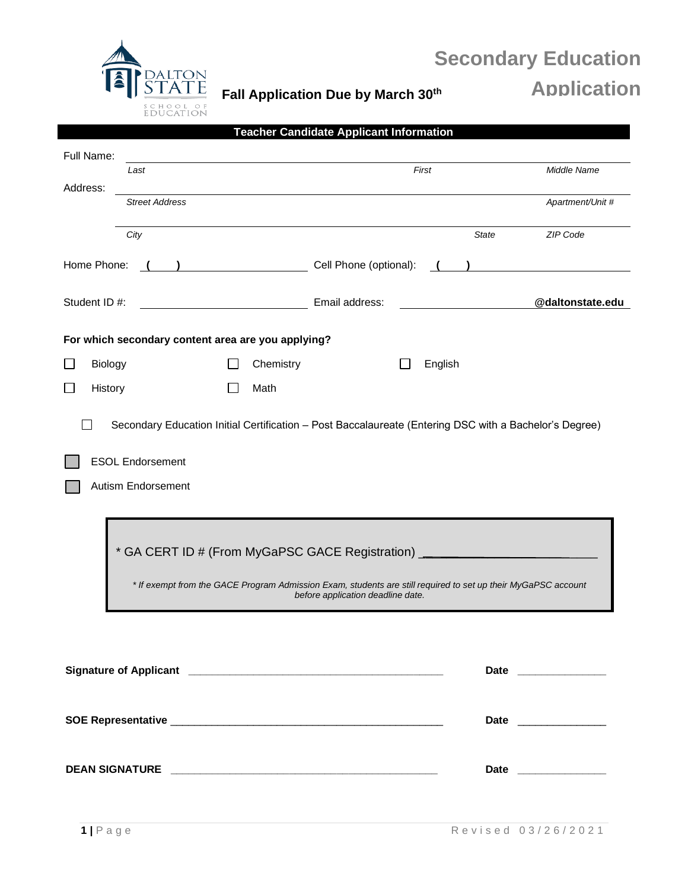# Secondary Education Application

DALTON STATE SCHOOL OF EDUCATION

**Fall Application Due by March 30th**

## Teacher Candidate Applicant Information

Full Name: ______________________________________________
*Last* *First* *Middle Name*

Address: ______________________________________________
*Street Address* *Apartment/Unit #*

______________________________________________
*City* *State* *ZIP Code*

Home Phone: ( ) ____________________ Cell Phone (optional): ( ) ____________________

Student ID #: ____________________ Email address: ____________________ **@daltonstate.edu**

**For which secondary content area are you applying?**

- ☐ Biology
- ☐ Chemistry
- ☐ English
- ☐ History
- ☐ Math

☐ Secondary Education Initial Certification – Post Baccalaureate (Entering DSC with a Bachelor's Degree)

☐ ESOL Endorsement

☐ Autism Endorsement

> * GA CERT ID # (From MyGaPSC GACE Registration) ______________________
>
> *\* If exempt from the GACE Program Admission Exam, students are still required to set up their MyGaPSC account before application deadline date.*

**Signature of Applicant** __________________________________________ **Date** ______________

**SOE Representative** __________________________________________ **Date** ______________

**DEAN SIGNATURE** __________________________________________ **Date** ______________

Revised 03/26/2021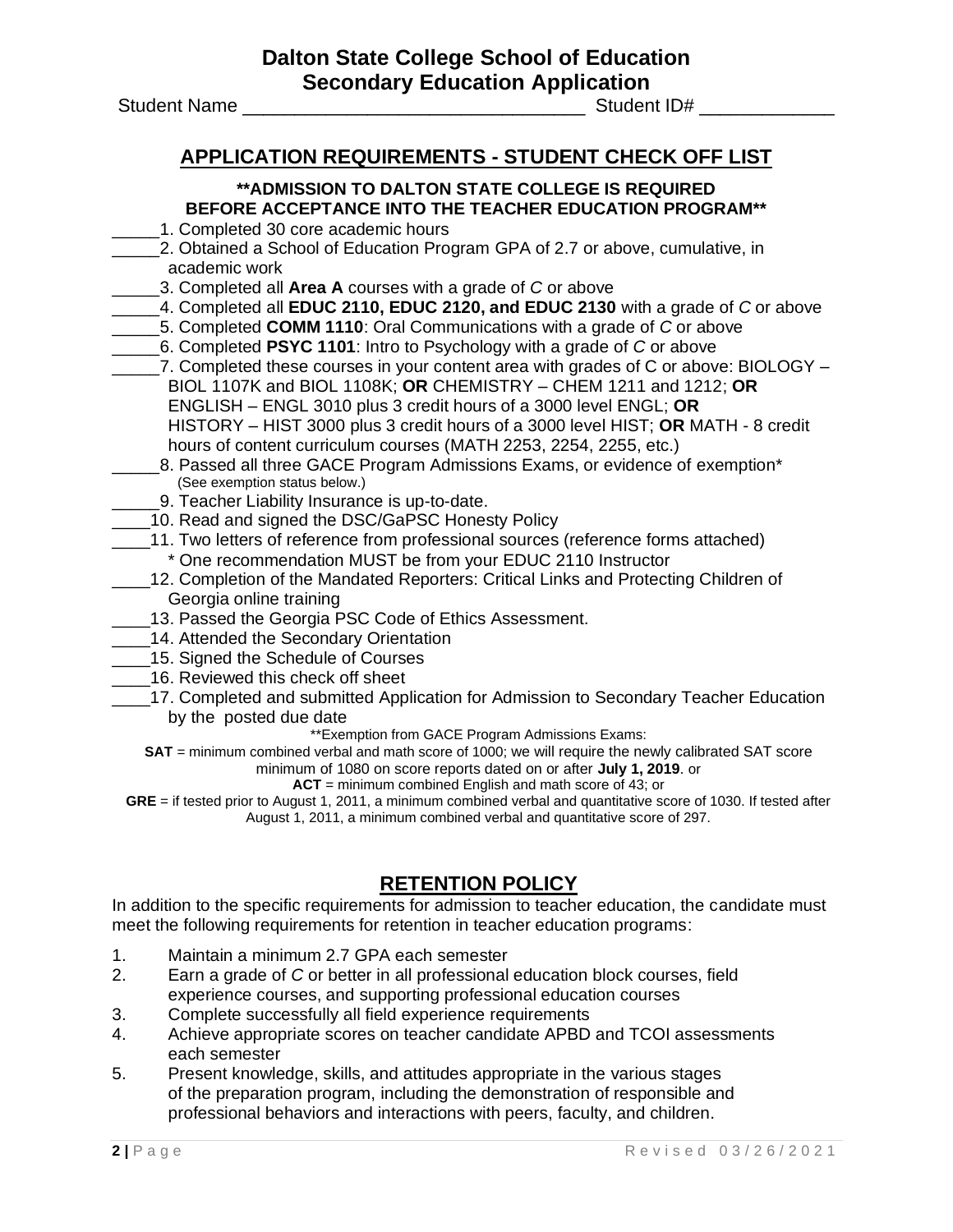**Dalton State College School of Education**
**Secondary Education Application**

Student Name ________________________________ Student ID# _____________

## APPLICATION REQUIREMENTS - STUDENT CHECK OFF LIST

**\*\*ADMISSION TO DALTON STATE COLLEGE IS REQUIRED BEFORE ACCEPTANCE INTO THE TEACHER EDUCATION PROGRAM\*\***

_____1. Completed 30 core academic hours

_____2. Obtained a School of Education Program GPA of 2.7 or above, cumulative, in academic work

_____3. Completed all **Area A** courses with a grade of *C* or above

_____4. Completed all **EDUC 2110, EDUC 2120, and EDUC 2130** with a grade of *C* or above

_____5. Completed **COMM 1110**: Oral Communications with a grade of *C* or above

_____6. Completed **PSYC 1101**: Intro to Psychology with a grade of *C* or above

_____7. Completed these courses in your content area with grades of C or above: BIOLOGY – BIOL 1107K and BIOL 1108K; **OR** CHEMISTRY – CHEM 1211 and 1212; **OR** ENGLISH – ENGL 3010 plus 3 credit hours of a 3000 level ENGL; **OR** HISTORY – HIST 3000 plus 3 credit hours of a 3000 level HIST; **OR** MATH - 8 credit hours of content curriculum courses (MATH 2253, 2254, 2255, etc.)

_____8. Passed all three GACE Program Admissions Exams, or evidence of exemption* (See exemption status below.)

_____9. Teacher Liability Insurance is up-to-date.

____10. Read and signed the DSC/GaPSC Honesty Policy

____11. Two letters of reference from professional sources (reference forms attached)
* One recommendation MUST be from your EDUC 2110 Instructor

____12. Completion of the Mandated Reporters: Critical Links and Protecting Children of Georgia online training

____13. Passed the Georgia PSC Code of Ethics Assessment.

____14. Attended the Secondary Orientation

____15. Signed the Schedule of Courses

____16. Reviewed this check off sheet

____17. Completed and submitted Application for Admission to Secondary Teacher Education by the posted due date

**Exemption from GACE Program Admissions Exams:

**SAT** = minimum combined verbal and math score of 1000; we will require the newly calibrated SAT score minimum of 1080 on score reports dated on or after **July 1, 2019**. or

**ACT** = minimum combined English and math score of 43; or

**GRE** = if tested prior to August 1, 2011, a minimum combined verbal and quantitative score of 1030. If tested after August 1, 2011, a minimum combined verbal and quantitative score of 297.

## RETENTION POLICY

In addition to the specific requirements for admission to teacher education, the candidate must meet the following requirements for retention in teacher education programs:

1. Maintain a minimum 2.7 GPA each semester
2. Earn a grade of *C* or better in all professional education block courses, field experience courses, and supporting professional education courses
3. Complete successfully all field experience requirements
4. Achieve appropriate scores on teacher candidate APBD and TCOI assessments each semester
5. Present knowledge, skills, and attitudes appropriate in the various stages of the preparation program, including the demonstration of responsible and professional behaviors and interactions with peers, faculty, and children.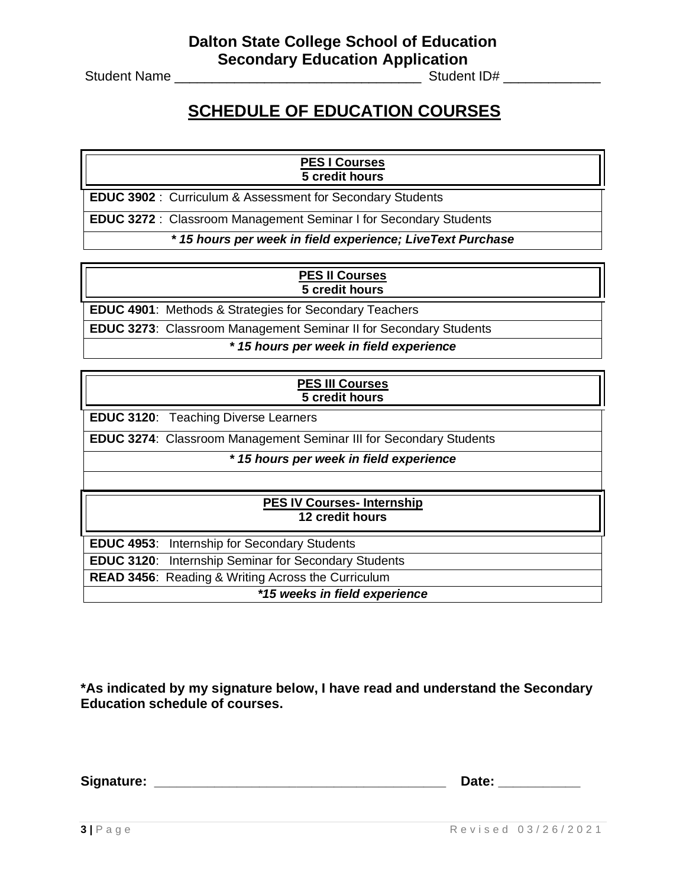**Dalton State College School of Education**
**Secondary Education Application**

Student Name ________________________________ Student ID# ____________

# SCHEDULE OF EDUCATION COURSES

| **PES I Courses**<br>**5 credit hours** |
|---|
| **EDUC 3902** : Curriculum & Assessment for Secondary Students |
| **EDUC 3272** : Classroom Management Seminar I for Secondary Students |
| ***\* 15 hours per week in field experience; LiveText Purchase*** |

| **PES II Courses**<br>**5 credit hours** |
|---|
| **EDUC 4901**: Methods & Strategies for Secondary Teachers |
| **EDUC 3273**: Classroom Management Seminar II for Secondary Students |
| ***\* 15 hours per week in field experience*** |

| **PES III Courses**<br>**5 credit hours** |
|---|
| **EDUC 3120**: Teaching Diverse Learners |
| **EDUC 3274**: Classroom Management Seminar III for Secondary Students |
| ***\* 15 hours per week in field experience*** |

| **PES IV Courses- Internship**<br>**12 credit hours** |
|---|
| **EDUC 4953**: Internship for Secondary Students |
| **EDUC 3120**: Internship Seminar for Secondary Students |
| **READ 3456**: Reading & Writing Across the Curriculum |
| ***\*15 weeks in field experience*** |

**\*As indicated by my signature below, I have read and understand the Secondary Education schedule of courses.**

**Signature: ____________________________________ Date: __________**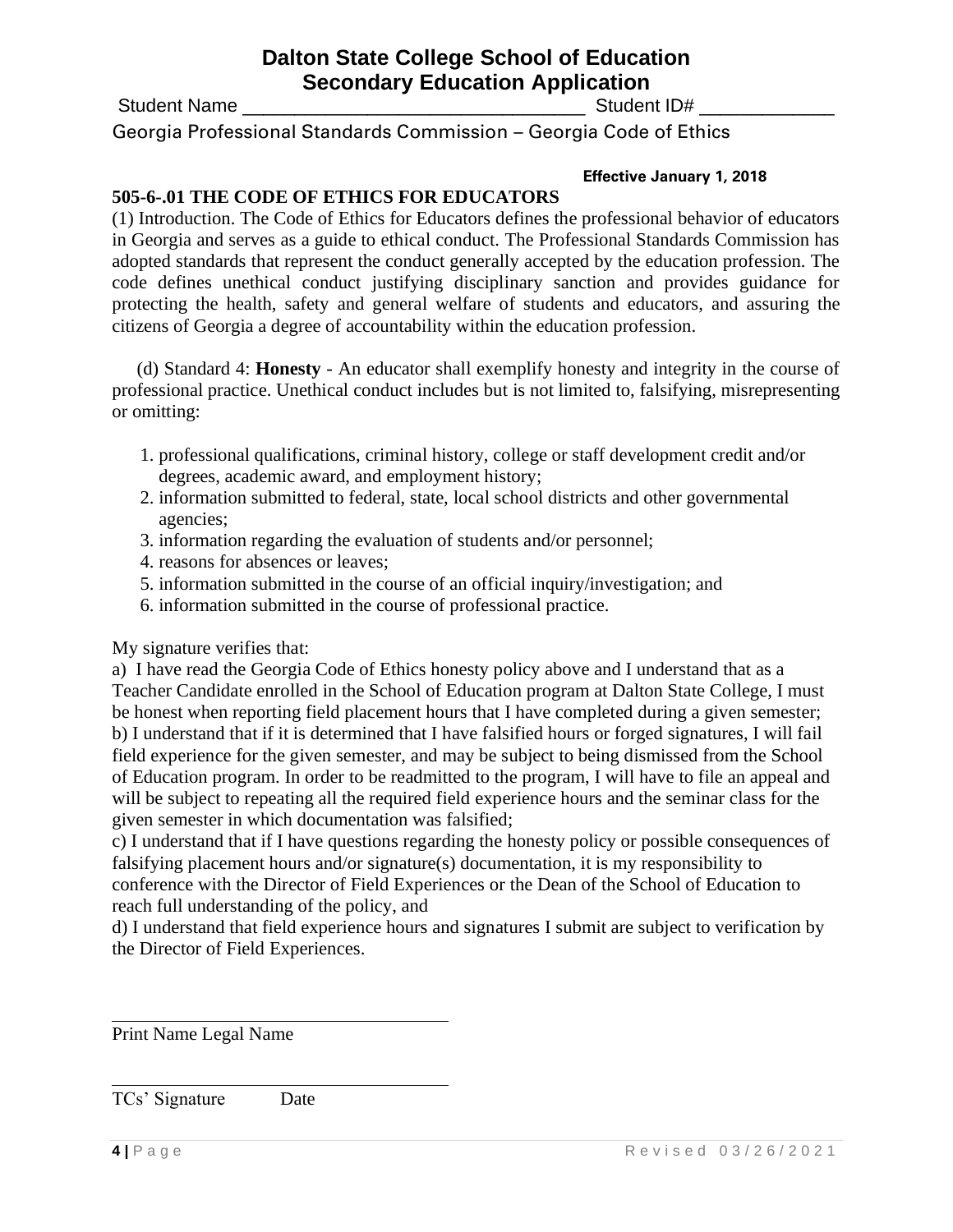# Dalton State College School of Education
## Secondary Education Application

Student Name ________________________________ Student ID# ____________

Georgia Professional Standards Commission – Georgia Code of Ethics

**Effective January 1, 2018**

**505-6-.01 THE CODE OF ETHICS FOR EDUCATORS**

(1) Introduction. The Code of Ethics for Educators defines the professional behavior of educators in Georgia and serves as a guide to ethical conduct. The Professional Standards Commission has adopted standards that represent the conduct generally accepted by the education profession. The code defines unethical conduct justifying disciplinary sanction and provides guidance for protecting the health, safety and general welfare of students and educators, and assuring the citizens of Georgia a degree of accountability within the education profession.

(d) Standard 4: **Honesty** - An educator shall exemplify honesty and integrity in the course of professional practice. Unethical conduct includes but is not limited to, falsifying, misrepresenting or omitting:

1. professional qualifications, criminal history, college or staff development credit and/or degrees, academic award, and employment history;
2. information submitted to federal, state, local school districts and other governmental agencies;
3. information regarding the evaluation of students and/or personnel;
4. reasons for absences or leaves;
5. information submitted in the course of an official inquiry/investigation; and
6. information submitted in the course of professional practice.

My signature verifies that:

a) I have read the Georgia Code of Ethics honesty policy above and I understand that as a Teacher Candidate enrolled in the School of Education program at Dalton State College, I must be honest when reporting field placement hours that I have completed during a given semester;

b) I understand that if it is determined that I have falsified hours or forged signatures, I will fail field experience for the given semester, and may be subject to being dismissed from the School of Education program. In order to be readmitted to the program, I will have to file an appeal and will be subject to repeating all the required field experience hours and the seminar class for the given semester in which documentation was falsified;

c) I understand that if I have questions regarding the honesty policy or possible consequences of falsifying placement hours and/or signature(s) documentation, it is my responsibility to conference with the Director of Field Experiences or the Dean of the School of Education to reach full understanding of the policy, and

d) I understand that field experience hours and signatures I submit are subject to verification by the Director of Field Experiences.

________________________________

Print Name Legal Name

________________________________

TCs' Signature Date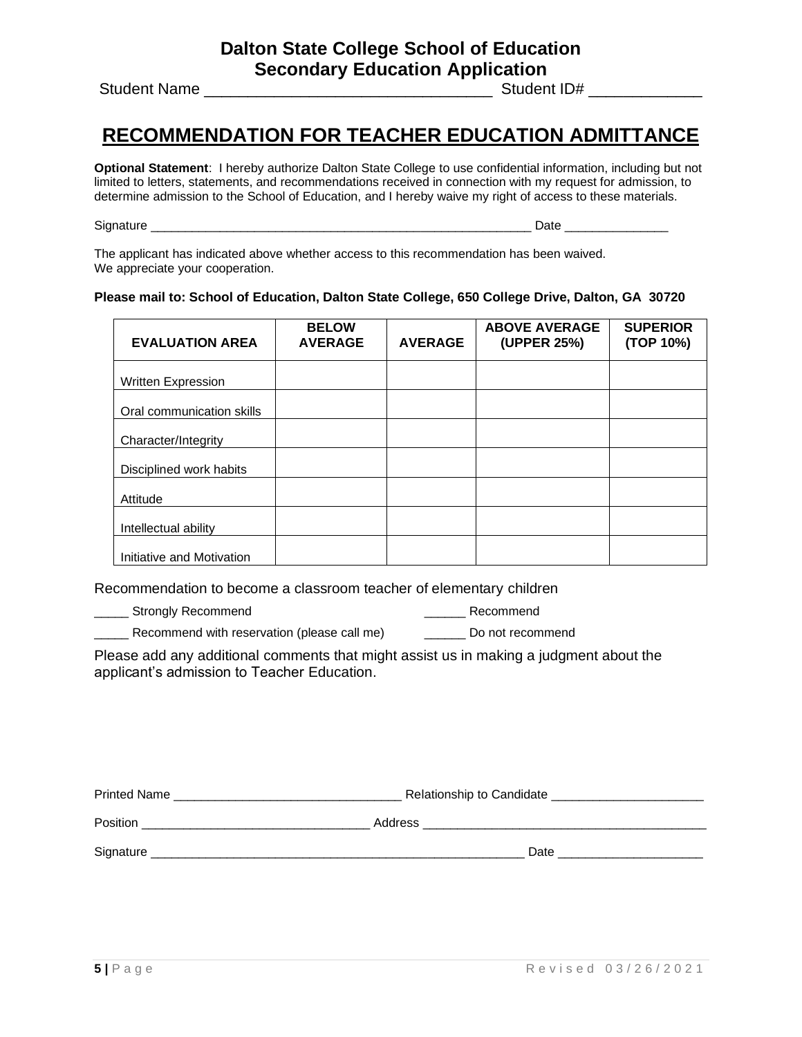**Dalton State College School of Education**
**Secondary Education Application**

Student Name ________________________________ Student ID# ____________

# RECOMMENDATION FOR TEACHER EDUCATION ADMITTANCE

**Optional Statement**: I hereby authorize Dalton State College to use confidential information, including but not limited to letters, statements, and recommendations received in connection with my request for admission, to determine admission to the School of Education, and I hereby waive my right of access to these materials.

Signature ________________________________________________________ Date _______________

The applicant has indicated above whether access to this recommendation has been waived.
We appreciate your cooperation.

**Please mail to: School of Education, Dalton State College, 650 College Drive, Dalton, GA 30720**

| EVALUATION AREA | BELOW AVERAGE | AVERAGE | ABOVE AVERAGE (UPPER 25%) | SUPERIOR (TOP 10%) |
|---|---|---|---|---|
| Written Expression | | | | |
| Oral communication skills | | | | |
| Character/Integrity | | | | |
| Disciplined work habits | | | | |
| Attitude | | | | |
| Intellectual ability | | | | |
| Initiative and Motivation | | | | |

Recommendation to become a classroom teacher of elementary children

_____ Strongly Recommend

______ Recommend

_____ Recommend with reservation (please call me)

______ Do not recommend

Please add any additional comments that might assist us in making a judgment about the applicant's admission to Teacher Education.

Printed Name ________________________________ Relationship to Candidate _____________________

Position ________________________________ Address _________________________________________

Signature ______________________________________________________ Date ____________________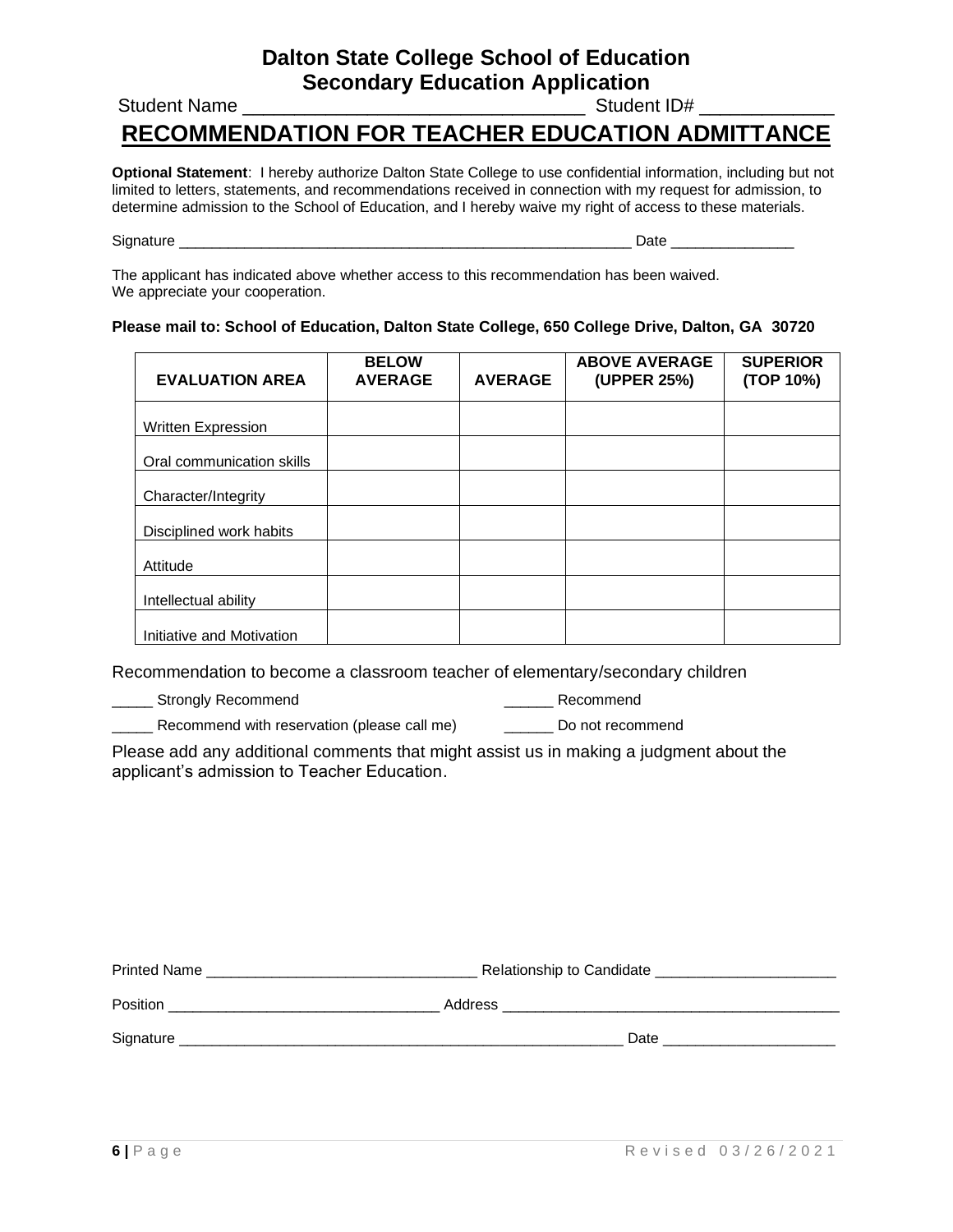# Dalton State College School of Education
## Secondary Education Application

Student Name ________________________________ Student ID# ____________

## RECOMMENDATION FOR TEACHER EDUCATION ADMITTANCE

**Optional Statement**: I hereby authorize Dalton State College to use confidential information, including but not limited to letters, statements, and recommendations received in connection with my request for admission, to determine admission to the School of Education, and I hereby waive my right of access to these materials.

Signature ________________________________________________________ Date _______________

The applicant has indicated above whether access to this recommendation has been waived.
We appreciate your cooperation.

**Please mail to: School of Education, Dalton State College, 650 College Drive, Dalton, GA 30720**

| EVALUATION AREA | BELOW AVERAGE | AVERAGE | ABOVE AVERAGE (UPPER 25%) | SUPERIOR (TOP 10%) |
|---|---|---|---|---|
| Written Expression | | | | |
| Oral communication skills | | | | |
| Character/Integrity | | | | |
| Disciplined work habits | | | | |
| Attitude | | | | |
| Intellectual ability | | | | |
| Initiative and Motivation | | | | |

Recommendation to become a classroom teacher of elementary/secondary children

_____ Strongly Recommend

______ Recommend

_____ Recommend with reservation (please call me)

______ Do not recommend

Please add any additional comments that might assist us in making a judgment about the applicant's admission to Teacher Education.

Printed Name ________________________________ Relationship to Candidate _____________________

Position ________________________________ Address ________________________________________

Signature ______________________________________________________ Date ____________________